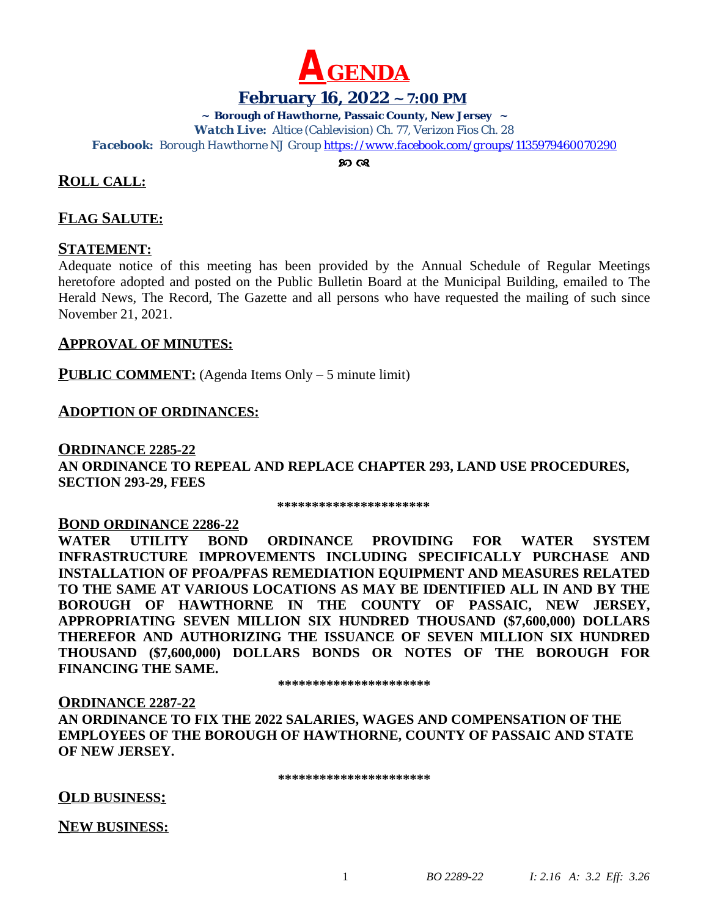# AGENDA

## February 16, 2022 ~ 7:00 PM

**~ Borough of Hawthorne, Passaic County, New Jersey ~**

***Watch Live:*** *Altice (Cablevision) Ch. 77, Verizon Fios Ch. 28*

***Facebook:*** *Borough Hawthorne NJ Group* https://www.facebook.com/groups/1135979460070290

ꕤ

## ROLL CALL:

## FLAG SALUTE:

## STATEMENT:

Adequate notice of this meeting has been provided by the Annual Schedule of Regular Meetings heretofore adopted and posted on the Public Bulletin Board at the Municipal Building, emailed to The Herald News, The Record, The Gazette and all persons who have requested the mailing of such since November 21, 2021.

## APPROVAL OF MINUTES:

**PUBLIC COMMENT:** (Agenda Items Only – 5 minute limit)

## ADOPTION OF ORDINANCES:

**ORDINANCE 2285-22**

**AN ORDINANCE TO REPEAL AND REPLACE CHAPTER 293, LAND USE PROCEDURES, SECTION 293-29, FEES**

**********************

**BOND ORDINANCE 2286-22**

**WATER UTILITY BOND ORDINANCE PROVIDING FOR WATER SYSTEM INFRASTRUCTURE IMPROVEMENTS INCLUDING SPECIFICALLY PURCHASE AND INSTALLATION OF PFOA/PFAS REMEDIATION EQUIPMENT AND MEASURES RELATED TO THE SAME AT VARIOUS LOCATIONS AS MAY BE IDENTIFIED ALL IN AND BY THE BOROUGH OF HAWTHORNE IN THE COUNTY OF PASSAIC, NEW JERSEY, APPROPRIATING SEVEN MILLION SIX HUNDRED THOUSAND ($7,600,000) DOLLARS THEREFOR AND AUTHORIZING THE ISSUANCE OF SEVEN MILLION SIX HUNDRED THOUSAND ($7,600,000) DOLLARS BONDS OR NOTES OF THE BOROUGH FOR FINANCING THE SAME.**

**********************

**ORDINANCE 2287-22**

**AN ORDINANCE TO FIX THE 2022 SALARIES, WAGES AND COMPENSATION OF THE EMPLOYEES OF THE BOROUGH OF HAWTHORNE, COUNTY OF PASSAIC AND STATE OF NEW JERSEY.**

**********************

## OLD BUSINESS:

## NEW BUSINESS:

*BO 2289-22* *I: 2.16 A: 3.2 Eff: 3.26*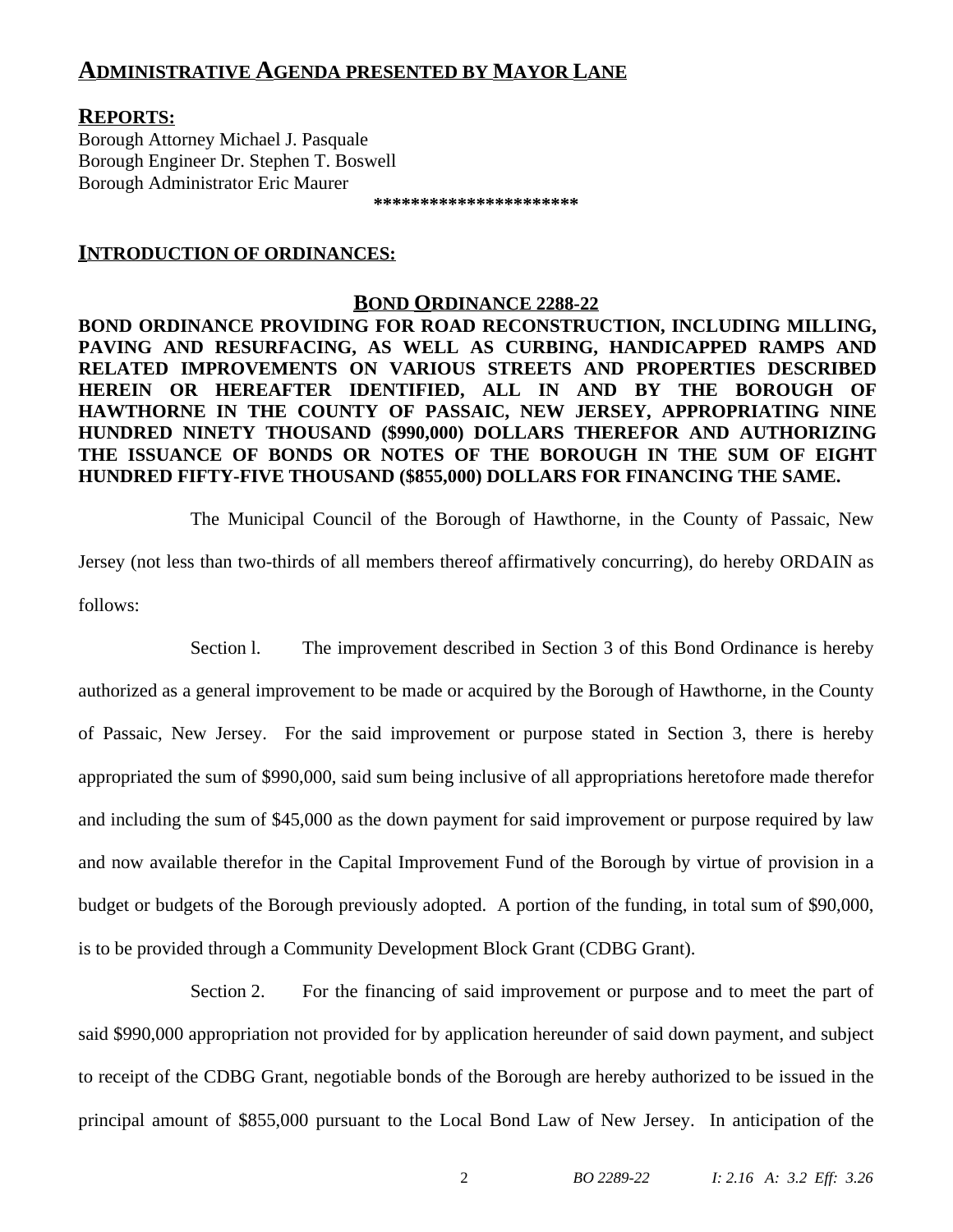## ADMINISTRATIVE AGENDA PRESENTED BY MAYOR LANE

**REPORTS:**

Borough Attorney Michael J. Pasquale
Borough Engineer Dr. Stephen T. Boswell
Borough Administrator Eric Maurer

*********************

**INTRODUCTION OF ORDINANCES:**

### BOND ORDINANCE 2288-22

**BOND ORDINANCE PROVIDING FOR ROAD RECONSTRUCTION, INCLUDING MILLING, PAVING AND RESURFACING, AS WELL AS CURBING, HANDICAPPED RAMPS AND RELATED IMPROVEMENTS ON VARIOUS STREETS AND PROPERTIES DESCRIBED HEREIN OR HEREAFTER IDENTIFIED, ALL IN AND BY THE BOROUGH OF HAWTHORNE IN THE COUNTY OF PASSAIC, NEW JERSEY, APPROPRIATING NINE HUNDRED NINETY THOUSAND ($990,000) DOLLARS THEREFOR AND AUTHORIZING THE ISSUANCE OF BONDS OR NOTES OF THE BOROUGH IN THE SUM OF EIGHT HUNDRED FIFTY-FIVE THOUSAND ($855,000) DOLLARS FOR FINANCING THE SAME.**

The Municipal Council of the Borough of Hawthorne, in the County of Passaic, New Jersey (not less than two-thirds of all members thereof affirmatively concurring), do hereby ORDAIN as follows:

Section l. The improvement described in Section 3 of this Bond Ordinance is hereby authorized as a general improvement to be made or acquired by the Borough of Hawthorne, in the County of Passaic, New Jersey. For the said improvement or purpose stated in Section 3, there is hereby appropriated the sum of $990,000, said sum being inclusive of all appropriations heretofore made therefor and including the sum of $45,000 as the down payment for said improvement or purpose required by law and now available therefor in the Capital Improvement Fund of the Borough by virtue of provision in a budget or budgets of the Borough previously adopted. A portion of the funding, in total sum of $90,000, is to be provided through a Community Development Block Grant (CDBG Grant).

Section 2. For the financing of said improvement or purpose and to meet the part of said $990,000 appropriation not provided for by application hereunder of said down payment, and subject to receipt of the CDBG Grant, negotiable bonds of the Borough are hereby authorized to be issued in the principal amount of $855,000 pursuant to the Local Bond Law of New Jersey. In anticipation of the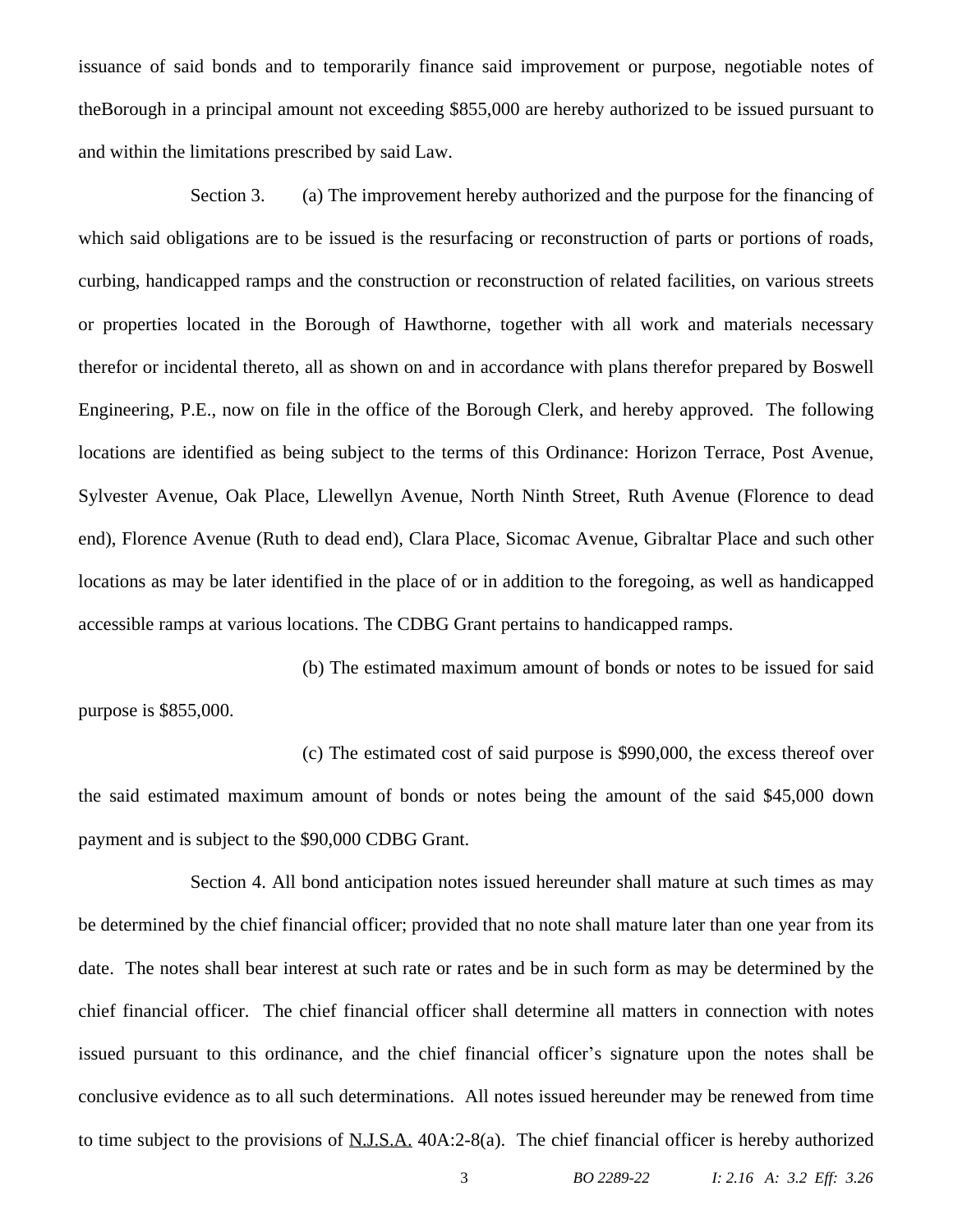issuance of said bonds and to temporarily finance said improvement or purpose, negotiable notes of theBorough in a principal amount not exceeding $855,000 are hereby authorized to be issued pursuant to and within the limitations prescribed by said Law.

Section 3. (a) The improvement hereby authorized and the purpose for the financing of which said obligations are to be issued is the resurfacing or reconstruction of parts or portions of roads, curbing, handicapped ramps and the construction or reconstruction of related facilities, on various streets or properties located in the Borough of Hawthorne, together with all work and materials necessary therefor or incidental thereto, all as shown on and in accordance with plans therefor prepared by Boswell Engineering, P.E., now on file in the office of the Borough Clerk, and hereby approved. The following locations are identified as being subject to the terms of this Ordinance: Horizon Terrace, Post Avenue, Sylvester Avenue, Oak Place, Llewellyn Avenue, North Ninth Street, Ruth Avenue (Florence to dead end), Florence Avenue (Ruth to dead end), Clara Place, Sicomac Avenue, Gibraltar Place and such other locations as may be later identified in the place of or in addition to the foregoing, as well as handicapped accessible ramps at various locations. The CDBG Grant pertains to handicapped ramps.

(b) The estimated maximum amount of bonds or notes to be issued for said purpose is $855,000.

(c) The estimated cost of said purpose is $990,000, the excess thereof over the said estimated maximum amount of bonds or notes being the amount of the said $45,000 down payment and is subject to the $90,000 CDBG Grant.

Section 4. All bond anticipation notes issued hereunder shall mature at such times as may be determined by the chief financial officer; provided that no note shall mature later than one year from its date. The notes shall bear interest at such rate or rates and be in such form as may be determined by the chief financial officer. The chief financial officer shall determine all matters in connection with notes issued pursuant to this ordinance, and the chief financial officer's signature upon the notes shall be conclusive evidence as to all such determinations. All notes issued hereunder may be renewed from time to time subject to the provisions of N.J.S.A. 40A:2-8(a). The chief financial officer is hereby authorized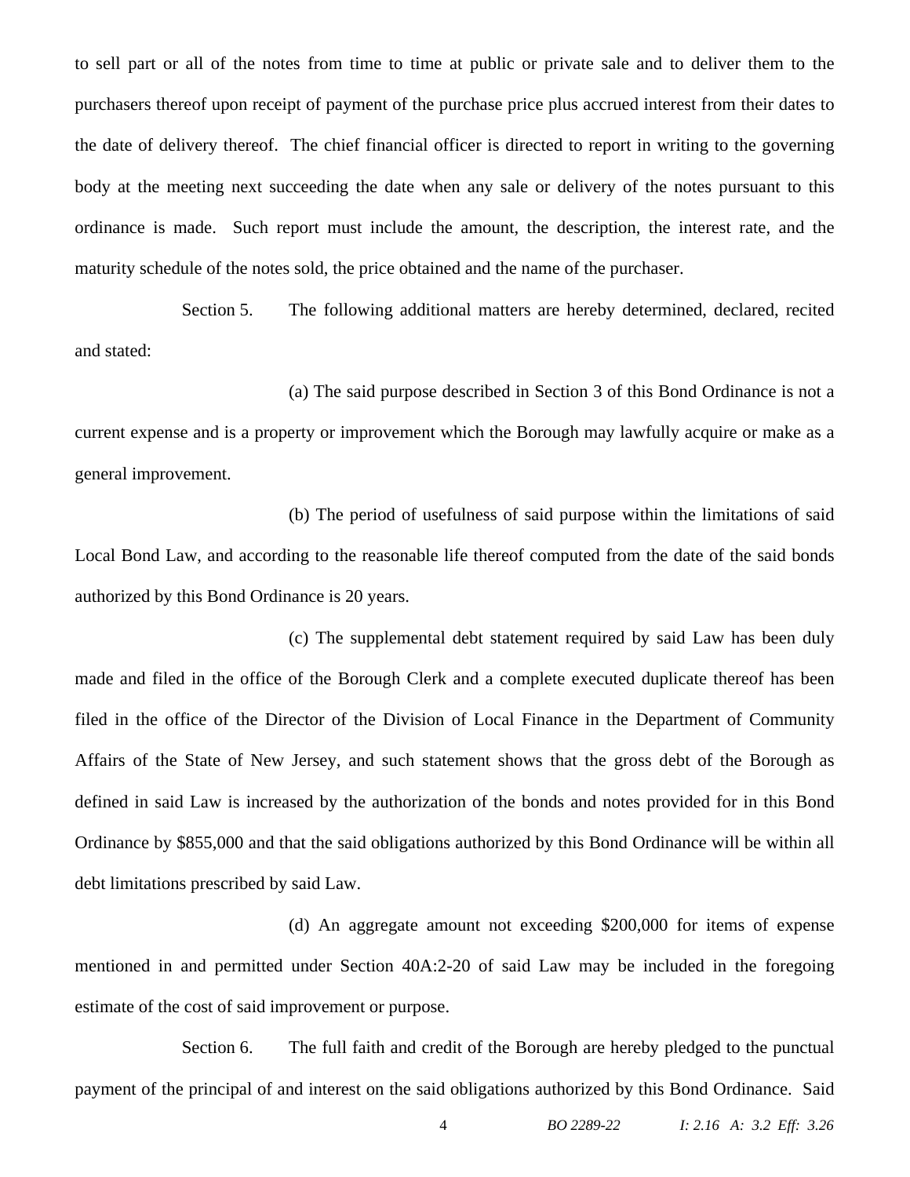to sell part or all of the notes from time to time at public or private sale and to deliver them to the purchasers thereof upon receipt of payment of the purchase price plus accrued interest from their dates to the date of delivery thereof. The chief financial officer is directed to report in writing to the governing body at the meeting next succeeding the date when any sale or delivery of the notes pursuant to this ordinance is made. Such report must include the amount, the description, the interest rate, and the maturity schedule of the notes sold, the price obtained and the name of the purchaser.

Section 5. The following additional matters are hereby determined, declared, recited and stated:

(a) The said purpose described in Section 3 of this Bond Ordinance is not a current expense and is a property or improvement which the Borough may lawfully acquire or make as a general improvement.

(b) The period of usefulness of said purpose within the limitations of said Local Bond Law, and according to the reasonable life thereof computed from the date of the said bonds authorized by this Bond Ordinance is 20 years.

(c) The supplemental debt statement required by said Law has been duly made and filed in the office of the Borough Clerk and a complete executed duplicate thereof has been filed in the office of the Director of the Division of Local Finance in the Department of Community Affairs of the State of New Jersey, and such statement shows that the gross debt of the Borough as defined in said Law is increased by the authorization of the bonds and notes provided for in this Bond Ordinance by $855,000 and that the said obligations authorized by this Bond Ordinance will be within all debt limitations prescribed by said Law.

(d) An aggregate amount not exceeding $200,000 for items of expense mentioned in and permitted under Section 40A:2-20 of said Law may be included in the foregoing estimate of the cost of said improvement or purpose.

Section 6. The full faith and credit of the Borough are hereby pledged to the punctual payment of the principal of and interest on the said obligations authorized by this Bond Ordinance. Said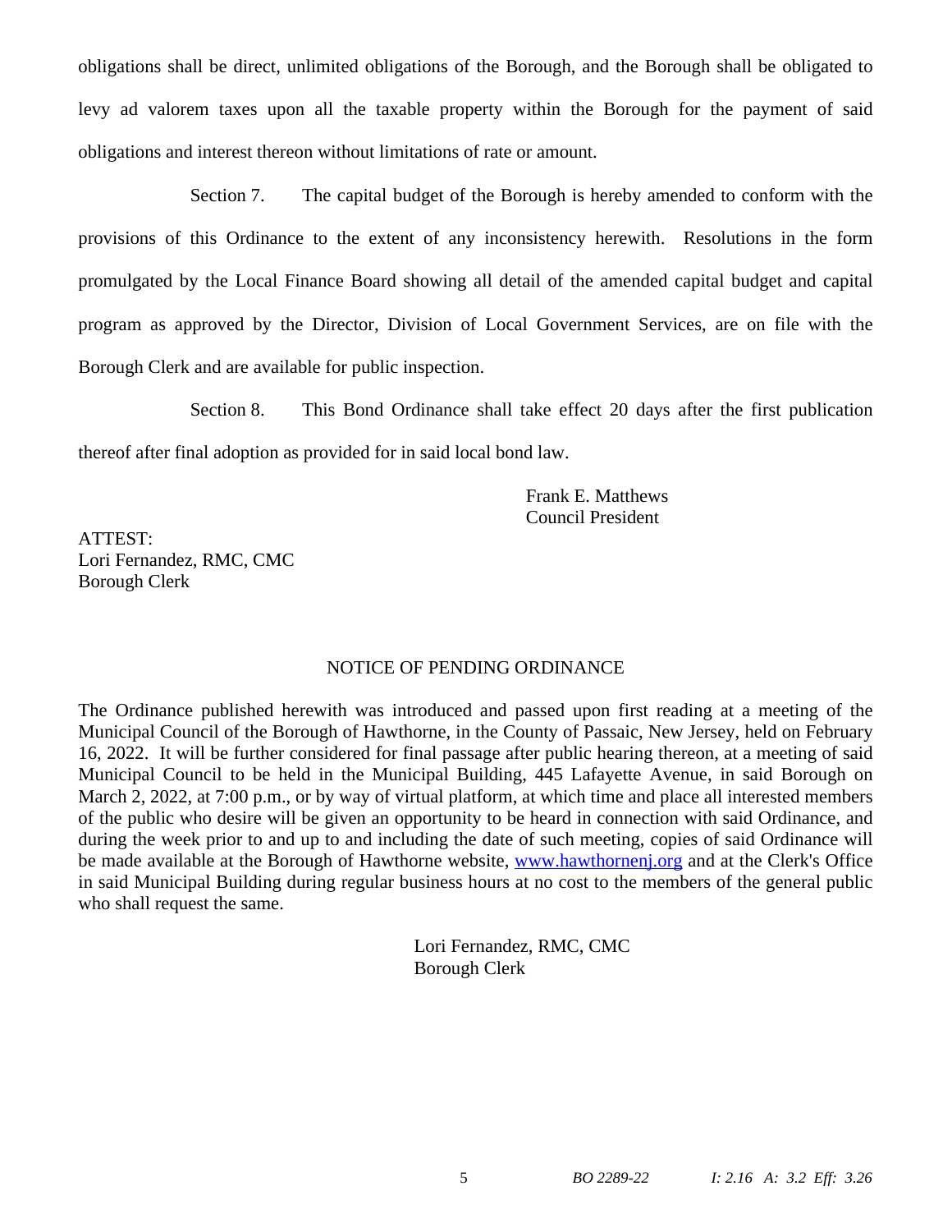obligations shall be direct, unlimited obligations of the Borough, and the Borough shall be obligated to levy ad valorem taxes upon all the taxable property within the Borough for the payment of said obligations and interest thereon without limitations of rate or amount.

Section 7. The capital budget of the Borough is hereby amended to conform with the provisions of this Ordinance to the extent of any inconsistency herewith. Resolutions in the form promulgated by the Local Finance Board showing all detail of the amended capital budget and capital program as approved by the Director, Division of Local Government Services, are on file with the Borough Clerk and are available for public inspection.

Section 8. This Bond Ordinance shall take effect 20 days after the first publication thereof after final adoption as provided for in said local bond law.

Frank E. Matthews
Council President

ATTEST:
Lori Fernandez, RMC, CMC
Borough Clerk

NOTICE OF PENDING ORDINANCE

The Ordinance published herewith was introduced and passed upon first reading at a meeting of the Municipal Council of the Borough of Hawthorne, in the County of Passaic, New Jersey, held on February 16, 2022. It will be further considered for final passage after public hearing thereon, at a meeting of said Municipal Council to be held in the Municipal Building, 445 Lafayette Avenue, in said Borough on March 2, 2022, at 7:00 p.m., or by way of virtual platform, at which time and place all interested members of the public who desire will be given an opportunity to be heard in connection with said Ordinance, and during the week prior to and up to and including the date of such meeting, copies of said Ordinance will be made available at the Borough of Hawthorne website, www.hawthornenj.org and at the Clerk's Office in said Municipal Building during regular business hours at no cost to the members of the general public who shall request the same.

Lori Fernandez, RMC, CMC
Borough Clerk

*BO 2289-22* *I: 2.16 A: 3.2 Eff: 3.26*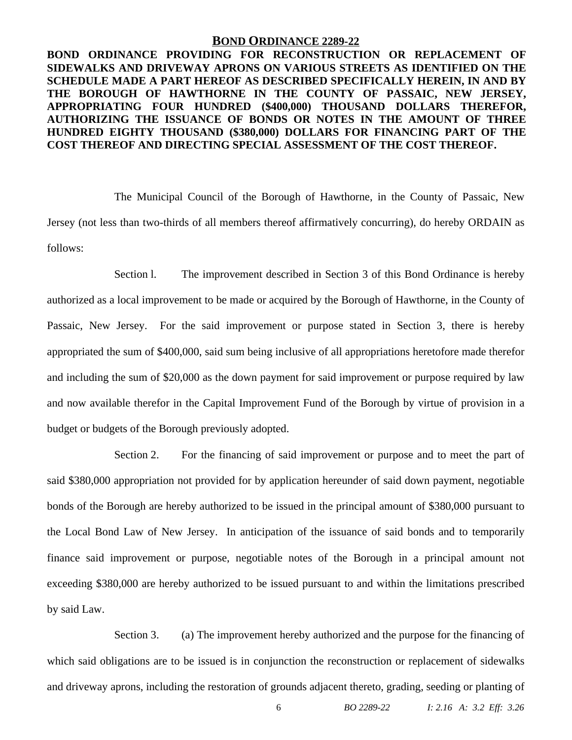## BOND ORDINANCE 2289-22

**BOND ORDINANCE PROVIDING FOR RECONSTRUCTION OR REPLACEMENT OF SIDEWALKS AND DRIVEWAY APRONS ON VARIOUS STREETS AS IDENTIFIED ON THE SCHEDULE MADE A PART HEREOF AS DESCRIBED SPECIFICALLY HEREIN, IN AND BY THE BOROUGH OF HAWTHORNE IN THE COUNTY OF PASSAIC, NEW JERSEY, APPROPRIATING FOUR HUNDRED ($400,000) THOUSAND DOLLARS THEREFOR, AUTHORIZING THE ISSUANCE OF BONDS OR NOTES IN THE AMOUNT OF THREE HUNDRED EIGHTY THOUSAND ($380,000) DOLLARS FOR FINANCING PART OF THE COST THEREOF AND DIRECTING SPECIAL ASSESSMENT OF THE COST THEREOF.**

The Municipal Council of the Borough of Hawthorne, in the County of Passaic, New Jersey (not less than two-thirds of all members thereof affirmatively concurring), do hereby ORDAIN as follows:

Section l. The improvement described in Section 3 of this Bond Ordinance is hereby authorized as a local improvement to be made or acquired by the Borough of Hawthorne, in the County of Passaic, New Jersey. For the said improvement or purpose stated in Section 3, there is hereby appropriated the sum of $400,000, said sum being inclusive of all appropriations heretofore made therefor and including the sum of $20,000 as the down payment for said improvement or purpose required by law and now available therefor in the Capital Improvement Fund of the Borough by virtue of provision in a budget or budgets of the Borough previously adopted.

Section 2. For the financing of said improvement or purpose and to meet the part of said $380,000 appropriation not provided for by application hereunder of said down payment, negotiable bonds of the Borough are hereby authorized to be issued in the principal amount of $380,000 pursuant to the Local Bond Law of New Jersey. In anticipation of the issuance of said bonds and to temporarily finance said improvement or purpose, negotiable notes of the Borough in a principal amount not exceeding $380,000 are hereby authorized to be issued pursuant to and within the limitations prescribed by said Law.

Section 3. (a) The improvement hereby authorized and the purpose for the financing of which said obligations are to be issued is in conjunction the reconstruction or replacement of sidewalks and driveway aprons, including the restoration of grounds adjacent thereto, grading, seeding or planting of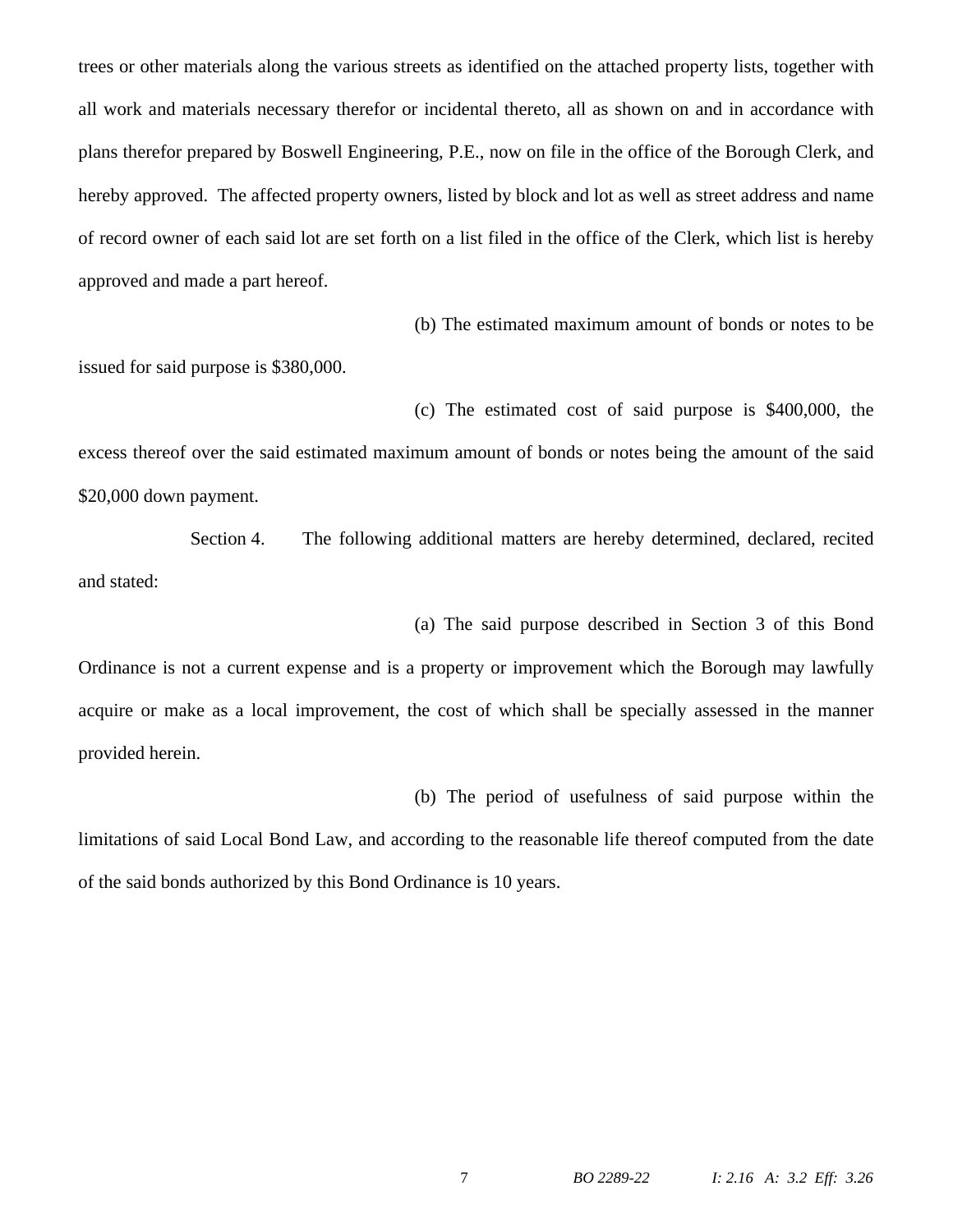trees or other materials along the various streets as identified on the attached property lists, together with all work and materials necessary therefor or incidental thereto, all as shown on and in accordance with plans therefor prepared by Boswell Engineering, P.E., now on file in the office of the Borough Clerk, and hereby approved. The affected property owners, listed by block and lot as well as street address and name of record owner of each said lot are set forth on a list filed in the office of the Clerk, which list is hereby approved and made a part hereof.

(b) The estimated maximum amount of bonds or notes to be issued for said purpose is $380,000.

(c) The estimated cost of said purpose is $400,000, the excess thereof over the said estimated maximum amount of bonds or notes being the amount of the said $20,000 down payment.

Section 4. The following additional matters are hereby determined, declared, recited and stated:

(a) The said purpose described in Section 3 of this Bond Ordinance is not a current expense and is a property or improvement which the Borough may lawfully acquire or make as a local improvement, the cost of which shall be specially assessed in the manner provided herein.

(b) The period of usefulness of said purpose within the limitations of said Local Bond Law, and according to the reasonable life thereof computed from the date of the said bonds authorized by this Bond Ordinance is 10 years.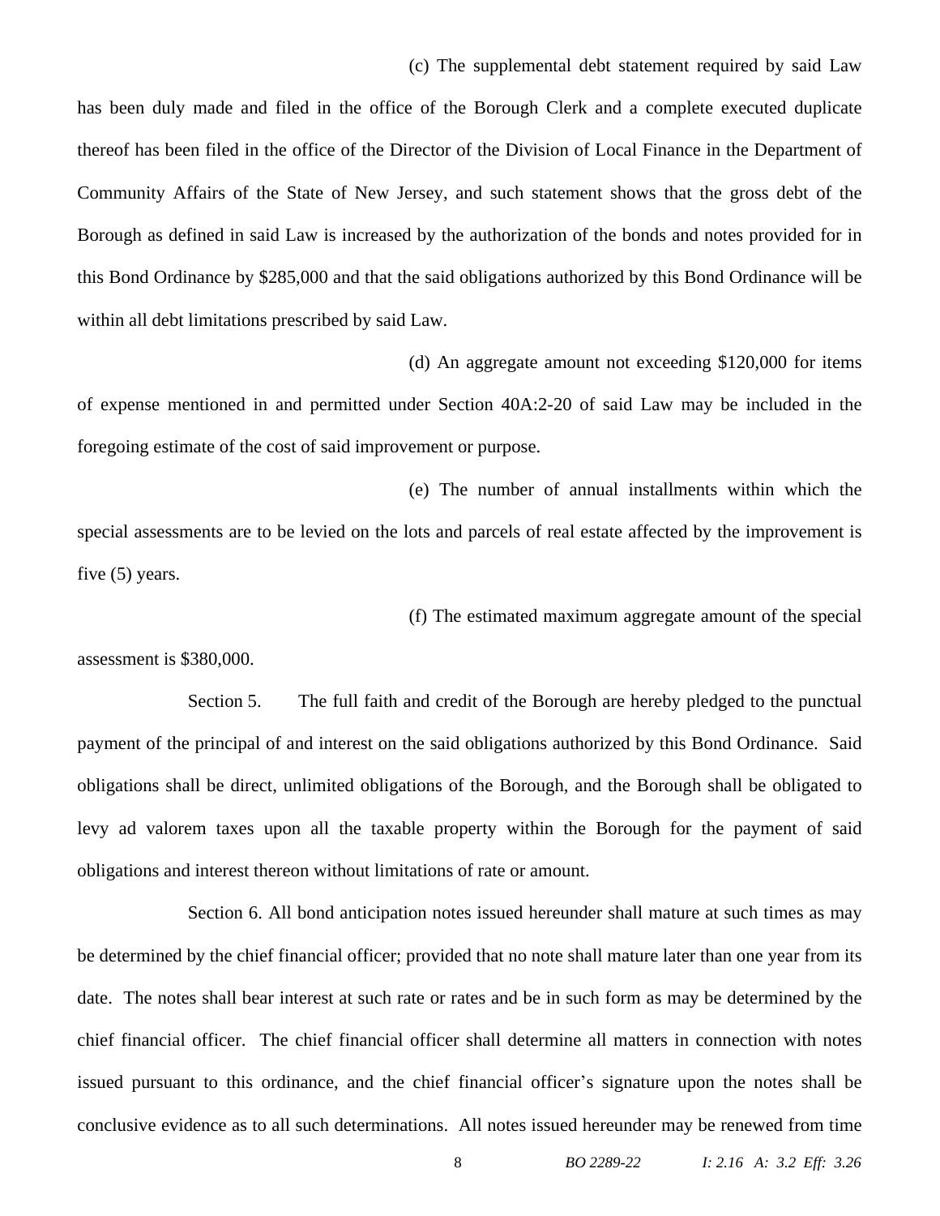(c) The supplemental debt statement required by said Law has been duly made and filed in the office of the Borough Clerk and a complete executed duplicate thereof has been filed in the office of the Director of the Division of Local Finance in the Department of Community Affairs of the State of New Jersey, and such statement shows that the gross debt of the Borough as defined in said Law is increased by the authorization of the bonds and notes provided for in this Bond Ordinance by $285,000 and that the said obligations authorized by this Bond Ordinance will be within all debt limitations prescribed by said Law.

(d) An aggregate amount not exceeding $120,000 for items of expense mentioned in and permitted under Section 40A:2-20 of said Law may be included in the foregoing estimate of the cost of said improvement or purpose.

(e) The number of annual installments within which the special assessments are to be levied on the lots and parcels of real estate affected by the improvement is five (5) years.

(f) The estimated maximum aggregate amount of the special assessment is $380,000.

Section 5. The full faith and credit of the Borough are hereby pledged to the punctual payment of the principal of and interest on the said obligations authorized by this Bond Ordinance. Said obligations shall be direct, unlimited obligations of the Borough, and the Borough shall be obligated to levy ad valorem taxes upon all the taxable property within the Borough for the payment of said obligations and interest thereon without limitations of rate or amount.

Section 6. All bond anticipation notes issued hereunder shall mature at such times as may be determined by the chief financial officer; provided that no note shall mature later than one year from its date. The notes shall bear interest at such rate or rates and be in such form as may be determined by the chief financial officer. The chief financial officer shall determine all matters in connection with notes issued pursuant to this ordinance, and the chief financial officer's signature upon the notes shall be conclusive evidence as to all such determinations. All notes issued hereunder may be renewed from time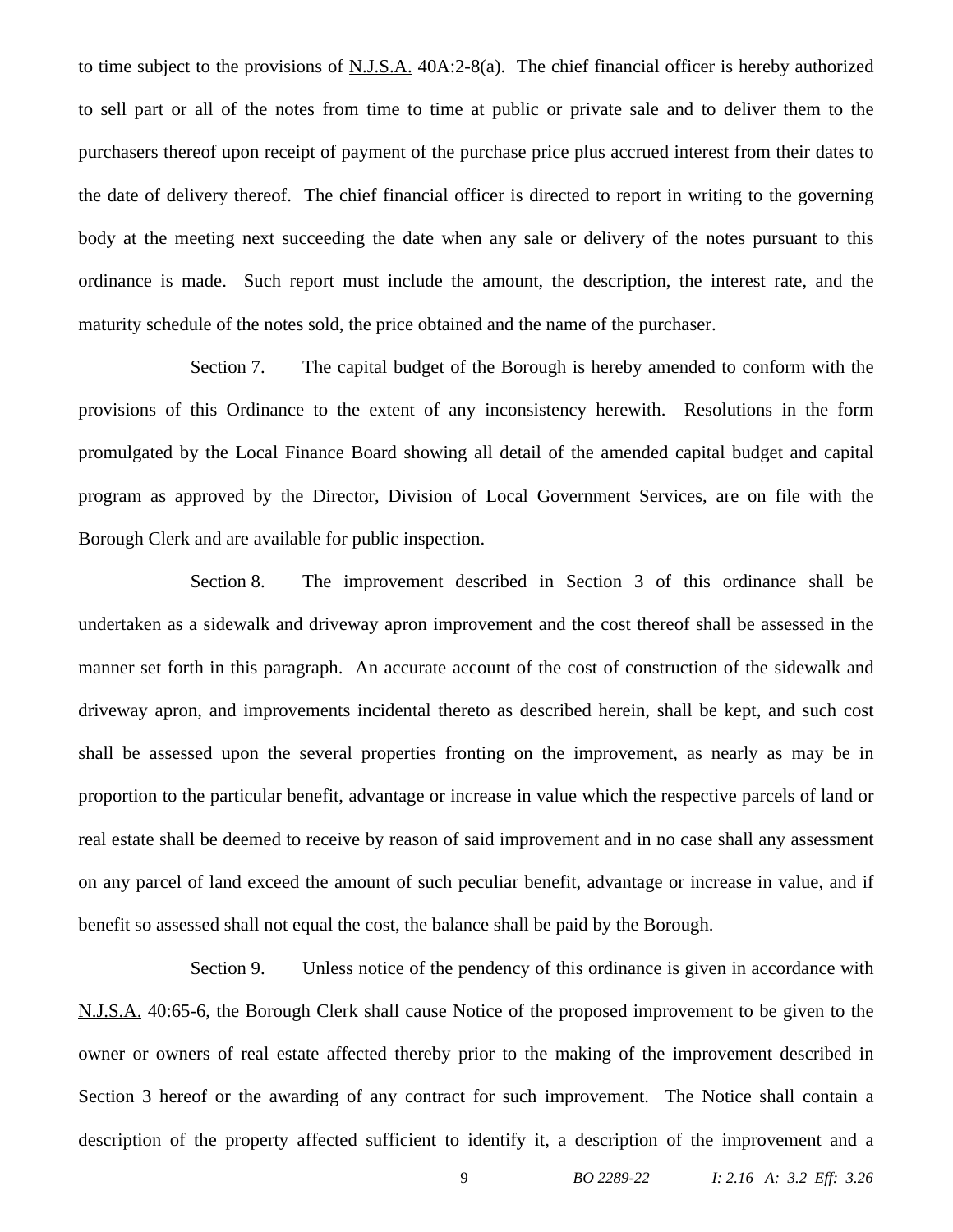to time subject to the provisions of N.J.S.A. 40A:2-8(a). The chief financial officer is hereby authorized to sell part or all of the notes from time to time at public or private sale and to deliver them to the purchasers thereof upon receipt of payment of the purchase price plus accrued interest from their dates to the date of delivery thereof. The chief financial officer is directed to report in writing to the governing body at the meeting next succeeding the date when any sale or delivery of the notes pursuant to this ordinance is made. Such report must include the amount, the description, the interest rate, and the maturity schedule of the notes sold, the price obtained and the name of the purchaser.

Section 7. The capital budget of the Borough is hereby amended to conform with the provisions of this Ordinance to the extent of any inconsistency herewith. Resolutions in the form promulgated by the Local Finance Board showing all detail of the amended capital budget and capital program as approved by the Director, Division of Local Government Services, are on file with the Borough Clerk and are available for public inspection.

Section 8. The improvement described in Section 3 of this ordinance shall be undertaken as a sidewalk and driveway apron improvement and the cost thereof shall be assessed in the manner set forth in this paragraph. An accurate account of the cost of construction of the sidewalk and driveway apron, and improvements incidental thereto as described herein, shall be kept, and such cost shall be assessed upon the several properties fronting on the improvement, as nearly as may be in proportion to the particular benefit, advantage or increase in value which the respective parcels of land or real estate shall be deemed to receive by reason of said improvement and in no case shall any assessment on any parcel of land exceed the amount of such peculiar benefit, advantage or increase in value, and if benefit so assessed shall not equal the cost, the balance shall be paid by the Borough.

Section 9. Unless notice of the pendency of this ordinance is given in accordance with N.J.S.A. 40:65-6, the Borough Clerk shall cause Notice of the proposed improvement to be given to the owner or owners of real estate affected thereby prior to the making of the improvement described in Section 3 hereof or the awarding of any contract for such improvement. The Notice shall contain a description of the property affected sufficient to identify it, a description of the improvement and a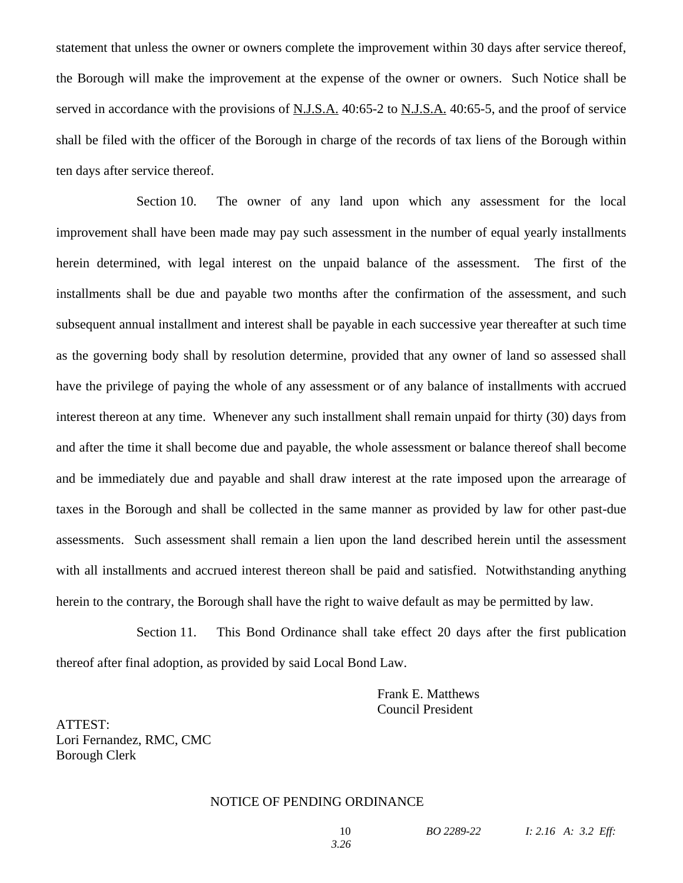statement that unless the owner or owners complete the improvement within 30 days after service thereof, the Borough will make the improvement at the expense of the owner or owners. Such Notice shall be served in accordance with the provisions of N.J.S.A. 40:65-2 to N.J.S.A. 40:65-5, and the proof of service shall be filed with the officer of the Borough in charge of the records of tax liens of the Borough within ten days after service thereof.

Section 10. The owner of any land upon which any assessment for the local improvement shall have been made may pay such assessment in the number of equal yearly installments herein determined, with legal interest on the unpaid balance of the assessment. The first of the installments shall be due and payable two months after the confirmation of the assessment, and such subsequent annual installment and interest shall be payable in each successive year thereafter at such time as the governing body shall by resolution determine, provided that any owner of land so assessed shall have the privilege of paying the whole of any assessment or of any balance of installments with accrued interest thereon at any time. Whenever any such installment shall remain unpaid for thirty (30) days from and after the time it shall become due and payable, the whole assessment or balance thereof shall become and be immediately due and payable and shall draw interest at the rate imposed upon the arrearage of taxes in the Borough and shall be collected in the same manner as provided by law for other past-due assessments. Such assessment shall remain a lien upon the land described herein until the assessment with all installments and accrued interest thereon shall be paid and satisfied. Notwithstanding anything herein to the contrary, the Borough shall have the right to waive default as may be permitted by law.

Section 11. This Bond Ordinance shall take effect 20 days after the first publication thereof after final adoption, as provided by said Local Bond Law.

Frank E. Matthews
Council President

ATTEST:
Lori Fernandez, RMC, CMC
Borough Clerk

NOTICE OF PENDING ORDINANCE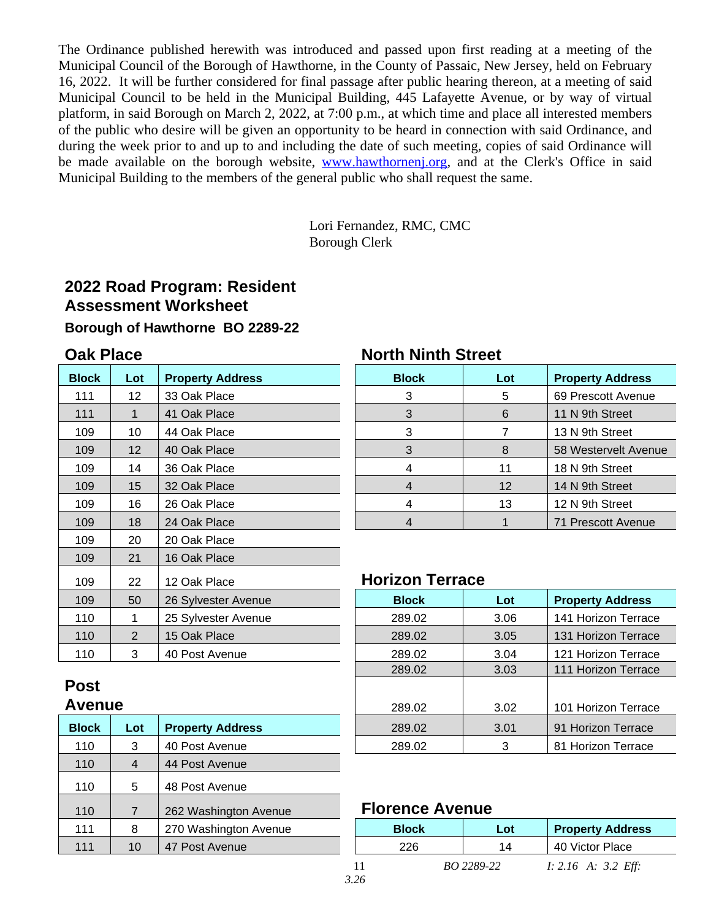The Ordinance published herewith was introduced and passed upon first reading at a meeting of the Municipal Council of the Borough of Hawthorne, in the County of Passaic, New Jersey, held on February 16, 2022. It will be further considered for final passage after public hearing thereon, at a meeting of said Municipal Council to be held in the Municipal Building, 445 Lafayette Avenue, or by way of virtual platform, in said Borough on March 2, 2022, at 7:00 p.m., at which time and place all interested members of the public who desire will be given an opportunity to be heard in connection with said Ordinance, and during the week prior to and up to and including the date of such meeting, copies of said Ordinance will be made available on the borough website, [www.hawthornenj.org](http://www.hawthornenj.org), and at the Clerk's Office in said Municipal Building to the members of the general public who shall request the same.

Lori Fernandez, RMC, CMC
Borough Clerk

## 2022 Road Program: Resident Assessment Worksheet

### Borough of Hawthorne BO 2289-22

### Oak Place

| Block | Lot | Property Address |
|---|---|---|
| 111 | 12 | 33 Oak Place |
| 111 | 1 | 41 Oak Place |
| 109 | 10 | 44 Oak Place |
| 109 | 12 | 40 Oak Place |
| 109 | 14 | 36 Oak Place |
| 109 | 15 | 32 Oak Place |
| 109 | 16 | 26 Oak Place |
| 109 | 18 | 24 Oak Place |
| 109 | 20 | 20 Oak Place |
| 109 | 21 | 16 Oak Place |
| 109 | 22 | 12 Oak Place |
| 109 | 50 | 26 Sylvester Avenue |
| 110 | 1 | 25 Sylvester Avenue |
| 110 | 2 | 15 Oak Place |
| 110 | 3 | 40 Post Avenue |

### Post Avenue

| Block | Lot | Property Address |
|---|---|---|
| 110 | 3 | 40 Post Avenue |
| 110 | 4 | 44 Post Avenue |
| 110 | 5 | 48 Post Avenue |
| 110 | 7 | 262 Washington Avenue |
| 111 | 8 | 270 Washington Avenue |
| 111 | 10 | 47 Post Avenue |

### North Ninth Street

| Block | Lot | Property Address |
|---|---|---|
| 3 | 5 | 69 Prescott Avenue |
| 3 | 6 | 11 N 9th Street |
| 3 | 7 | 13 N 9th Street |
| 3 | 8 | 58 Westervelt Avenue |
| 4 | 11 | 18 N 9th Street |
| 4 | 12 | 14 N 9th Street |
| 4 | 13 | 12 N 9th Street |
| 4 | 1 | 71 Prescott Avenue |

### Horizon Terrace

| Block | Lot | Property Address |
|---|---|---|
| 289.02 | 3.06 | 141 Horizon Terrace |
| 289.02 | 3.05 | 131 Horizon Terrace |
| 289.02 | 3.04 | 121 Horizon Terrace |
| 289.02 | 3.03 | 111 Horizon Terrace |
| 289.02 | 3.02 | 101 Horizon Terrace |
| 289.02 | 3.01 | 91 Horizon Terrace |
| 289.02 | 3 | 81 Horizon Terrace |

### Florence Avenue

| Block | Lot | Property Address |
|---|---|---|
| 226 | 14 | 40 Victor Place |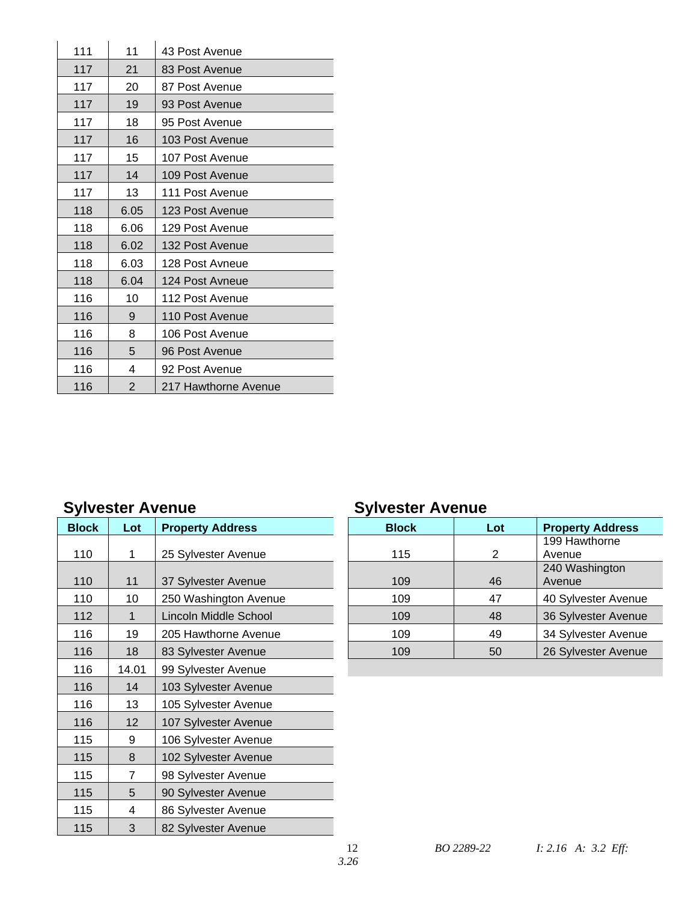| | | |
|---|---|---|
| 111 | 11 | 43 Post Avenue |
| 117 | 21 | 83 Post Avenue |
| 117 | 20 | 87 Post Avenue |
| 117 | 19 | 93 Post Avenue |
| 117 | 18 | 95 Post Avenue |
| 117 | 16 | 103 Post Avenue |
| 117 | 15 | 107 Post Avenue |
| 117 | 14 | 109 Post Avenue |
| 117 | 13 | 111 Post Avenue |
| 118 | 6.05 | 123 Post Avenue |
| 118 | 6.06 | 129 Post Avenue |
| 118 | 6.02 | 132 Post Avenue |
| 118 | 6.03 | 128 Post Avneue |
| 118 | 6.04 | 124 Post Avneue |
| 116 | 10 | 112 Post Avenue |
| 116 | 9 | 110 Post Avenue |
| 116 | 8 | 106 Post Avenue |
| 116 | 5 | 96 Post Avenue |
| 116 | 4 | 92 Post Avenue |
| 116 | 2 | 217 Hawthorne Avenue |

## Sylvester Avenue

| Block | Lot | Property Address |
|---|---|---|
| 110 | 1 | 25 Sylvester Avenue |
| 110 | 11 | 37 Sylvester Avenue |
| 110 | 10 | 250 Washington Avenue |
| 112 | 1 | Lincoln Middle School |
| 116 | 19 | 205 Hawthorne Avenue |
| 116 | 18 | 83 Sylvester Avenue |
| 116 | 14.01 | 99 Sylvester Avenue |
| 116 | 14 | 103 Sylvester Avenue |
| 116 | 13 | 105 Sylvester Avenue |
| 116 | 12 | 107 Sylvester Avenue |
| 115 | 9 | 106 Sylvester Avenue |
| 115 | 8 | 102 Sylvester Avenue |
| 115 | 7 | 98 Sylvester Avenue |
| 115 | 5 | 90 Sylvester Avenue |
| 115 | 4 | 86 Sylvester Avenue |
| 115 | 3 | 82 Sylvester Avenue |

## Sylvester Avenue

| Block | Lot | Property Address |
|---|---|---|
| 115 | 2 | 199 Hawthorne Avenue |
| 109 | 46 | 240 Washington Avenue |
| 109 | 47 | 40 Sylvester Avenue |
| 109 | 48 | 36 Sylvester Avenue |
| 109 | 49 | 34 Sylvester Avenue |
| 109 | 50 | 26 Sylvester Avenue |
| | | |

*BO 2289-22* *I: 2.16 A: 3.2 Eff: 3.26*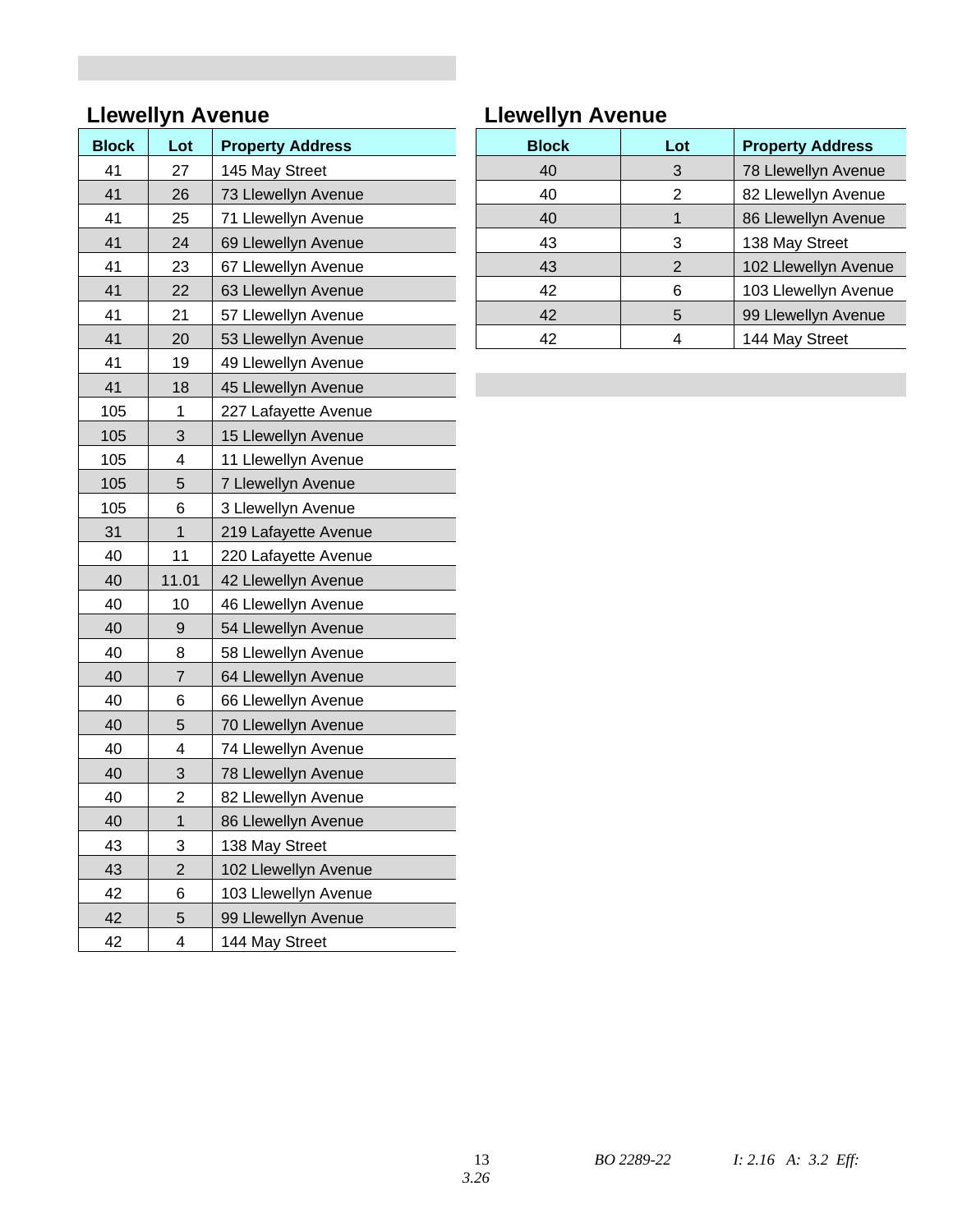## Llewellyn Avenue

| Block | Lot | Property Address |
|---|---|---|
| 41 | 27 | 145 May Street |
| 41 | 26 | 73 Llewellyn Avenue |
| 41 | 25 | 71 Llewellyn Avenue |
| 41 | 24 | 69 Llewellyn Avenue |
| 41 | 23 | 67 Llewellyn Avenue |
| 41 | 22 | 63 Llewellyn Avenue |
| 41 | 21 | 57 Llewellyn Avenue |
| 41 | 20 | 53 Llewellyn Avenue |
| 41 | 19 | 49 Llewellyn Avenue |
| 41 | 18 | 45 Llewellyn Avenue |
| 105 | 1 | 227 Lafayette Avenue |
| 105 | 3 | 15 Llewellyn Avenue |
| 105 | 4 | 11 Llewellyn Avenue |
| 105 | 5 | 7 Llewellyn Avenue |
| 105 | 6 | 3 Llewellyn Avenue |
| 31 | 1 | 219 Lafayette Avenue |
| 40 | 11 | 220 Lafayette Avenue |
| 40 | 11.01 | 42 Llewellyn Avenue |
| 40 | 10 | 46 Llewellyn Avenue |
| 40 | 9 | 54 Llewellyn Avenue |
| 40 | 8 | 58 Llewellyn Avenue |
| 40 | 7 | 64 Llewellyn Avenue |
| 40 | 6 | 66 Llewellyn Avenue |
| 40 | 5 | 70 Llewellyn Avenue |
| 40 | 4 | 74 Llewellyn Avenue |
| 40 | 3 | 78 Llewellyn Avenue |
| 40 | 2 | 82 Llewellyn Avenue |
| 40 | 1 | 86 Llewellyn Avenue |
| 43 | 3 | 138 May Street |
| 43 | 2 | 102 Llewellyn Avenue |
| 42 | 6 | 103 Llewellyn Avenue |
| 42 | 5 | 99 Llewellyn Avenue |
| 42 | 4 | 144 May Street |

## Llewellyn Avenue

| Block | Lot | Property Address |
|---|---|---|
| 40 | 3 | 78 Llewellyn Avenue |
| 40 | 2 | 82 Llewellyn Avenue |
| 40 | 1 | 86 Llewellyn Avenue |
| 43 | 3 | 138 May Street |
| 43 | 2 | 102 Llewellyn Avenue |
| 42 | 6 | 103 Llewellyn Avenue |
| 42 | 5 | 99 Llewellyn Avenue |
| 42 | 4 | 144 May Street |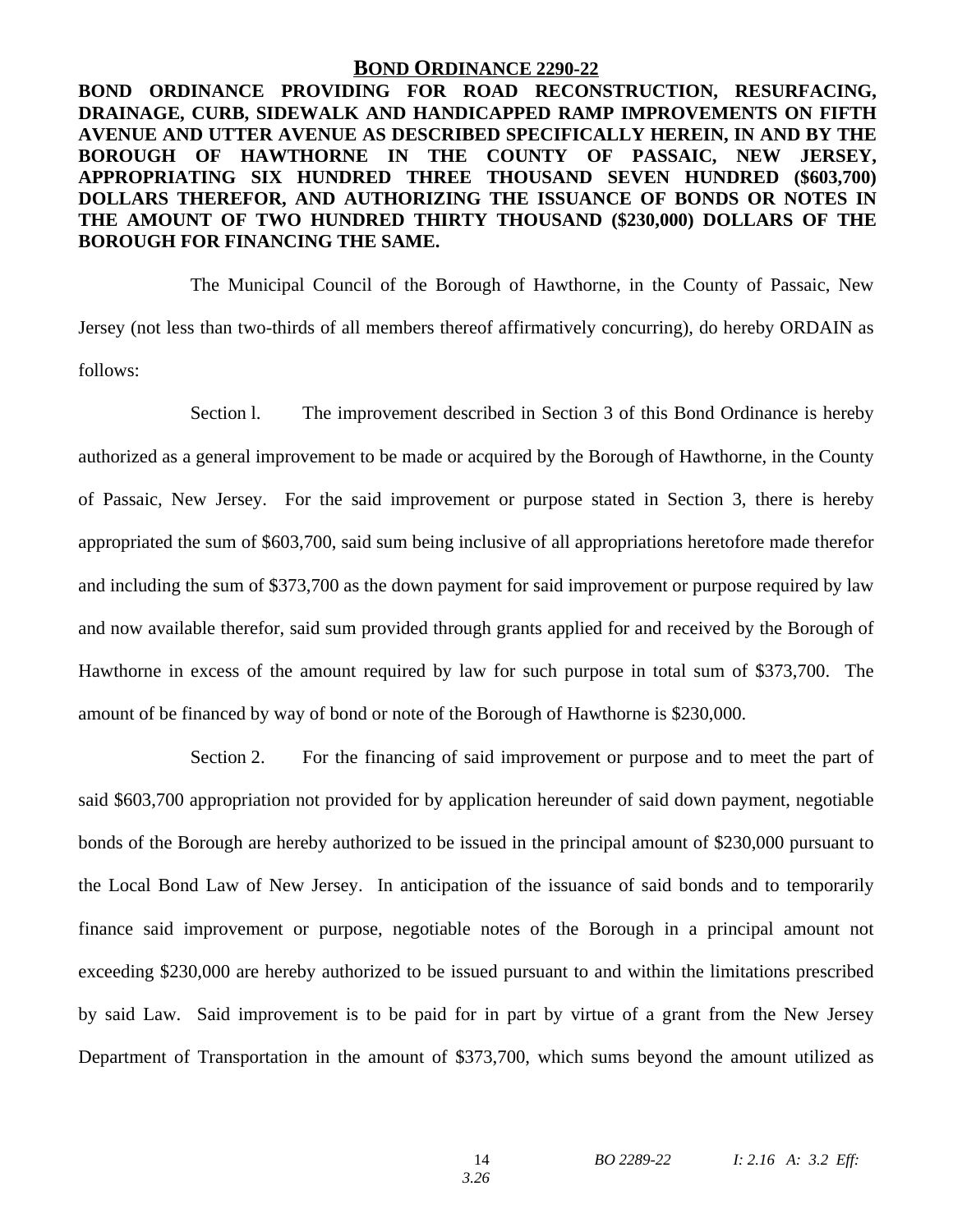## BOND ORDINANCE 2290-22

**BOND ORDINANCE PROVIDING FOR ROAD RECONSTRUCTION, RESURFACING, DRAINAGE, CURB, SIDEWALK AND HANDICAPPED RAMP IMPROVEMENTS ON FIFTH AVENUE AND UTTER AVENUE AS DESCRIBED SPECIFICALLY HEREIN, IN AND BY THE BOROUGH OF HAWTHORNE IN THE COUNTY OF PASSAIC, NEW JERSEY, APPROPRIATING SIX HUNDRED THREE THOUSAND SEVEN HUNDRED ($603,700) DOLLARS THEREFOR, AND AUTHORIZING THE ISSUANCE OF BONDS OR NOTES IN THE AMOUNT OF TWO HUNDRED THIRTY THOUSAND ($230,000) DOLLARS OF THE BOROUGH FOR FINANCING THE SAME.**

The Municipal Council of the Borough of Hawthorne, in the County of Passaic, New Jersey (not less than two-thirds of all members thereof affirmatively concurring), do hereby ORDAIN as follows:

Section l. The improvement described in Section 3 of this Bond Ordinance is hereby authorized as a general improvement to be made or acquired by the Borough of Hawthorne, in the County of Passaic, New Jersey. For the said improvement or purpose stated in Section 3, there is hereby appropriated the sum of $603,700, said sum being inclusive of all appropriations heretofore made therefor and including the sum of $373,700 as the down payment for said improvement or purpose required by law and now available therefor, said sum provided through grants applied for and received by the Borough of Hawthorne in excess of the amount required by law for such purpose in total sum of $373,700. The amount of be financed by way of bond or note of the Borough of Hawthorne is $230,000.

Section 2. For the financing of said improvement or purpose and to meet the part of said $603,700 appropriation not provided for by application hereunder of said down payment, negotiable bonds of the Borough are hereby authorized to be issued in the principal amount of $230,000 pursuant to the Local Bond Law of New Jersey. In anticipation of the issuance of said bonds and to temporarily finance said improvement or purpose, negotiable notes of the Borough in a principal amount not exceeding $230,000 are hereby authorized to be issued pursuant to and within the limitations prescribed by said Law. Said improvement is to be paid for in part by virtue of a grant from the New Jersey Department of Transportation in the amount of $373,700, which sums beyond the amount utilized as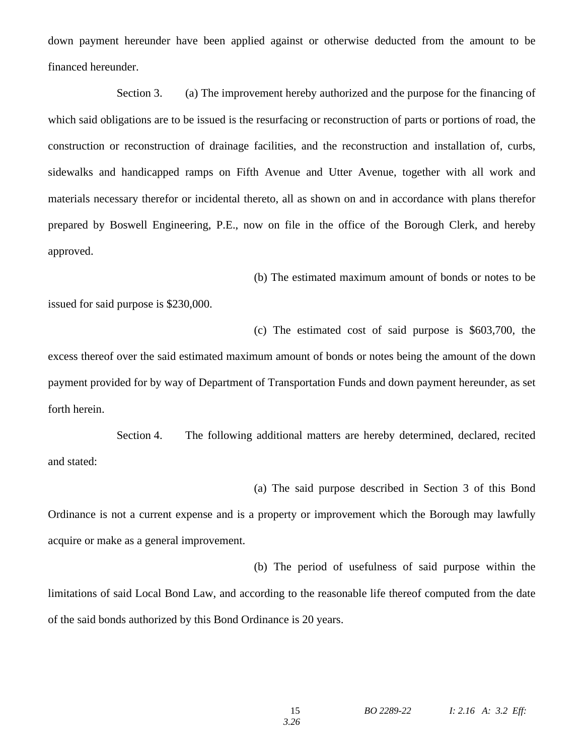down payment hereunder have been applied against or otherwise deducted from the amount to be financed hereunder.

Section 3. (a) The improvement hereby authorized and the purpose for the financing of which said obligations are to be issued is the resurfacing or reconstruction of parts or portions of road, the construction or reconstruction of drainage facilities, and the reconstruction and installation of, curbs, sidewalks and handicapped ramps on Fifth Avenue and Utter Avenue, together with all work and materials necessary therefor or incidental thereto, all as shown on and in accordance with plans therefor prepared by Boswell Engineering, P.E., now on file in the office of the Borough Clerk, and hereby approved.

(b) The estimated maximum amount of bonds or notes to be issued for said purpose is $230,000.

(c) The estimated cost of said purpose is $603,700, the excess thereof over the said estimated maximum amount of bonds or notes being the amount of the down payment provided for by way of Department of Transportation Funds and down payment hereunder, as set forth herein.

Section 4. The following additional matters are hereby determined, declared, recited and stated:

(a) The said purpose described in Section 3 of this Bond Ordinance is not a current expense and is a property or improvement which the Borough may lawfully acquire or make as a general improvement.

(b) The period of usefulness of said purpose within the limitations of said Local Bond Law, and according to the reasonable life thereof computed from the date of the said bonds authorized by this Bond Ordinance is 20 years.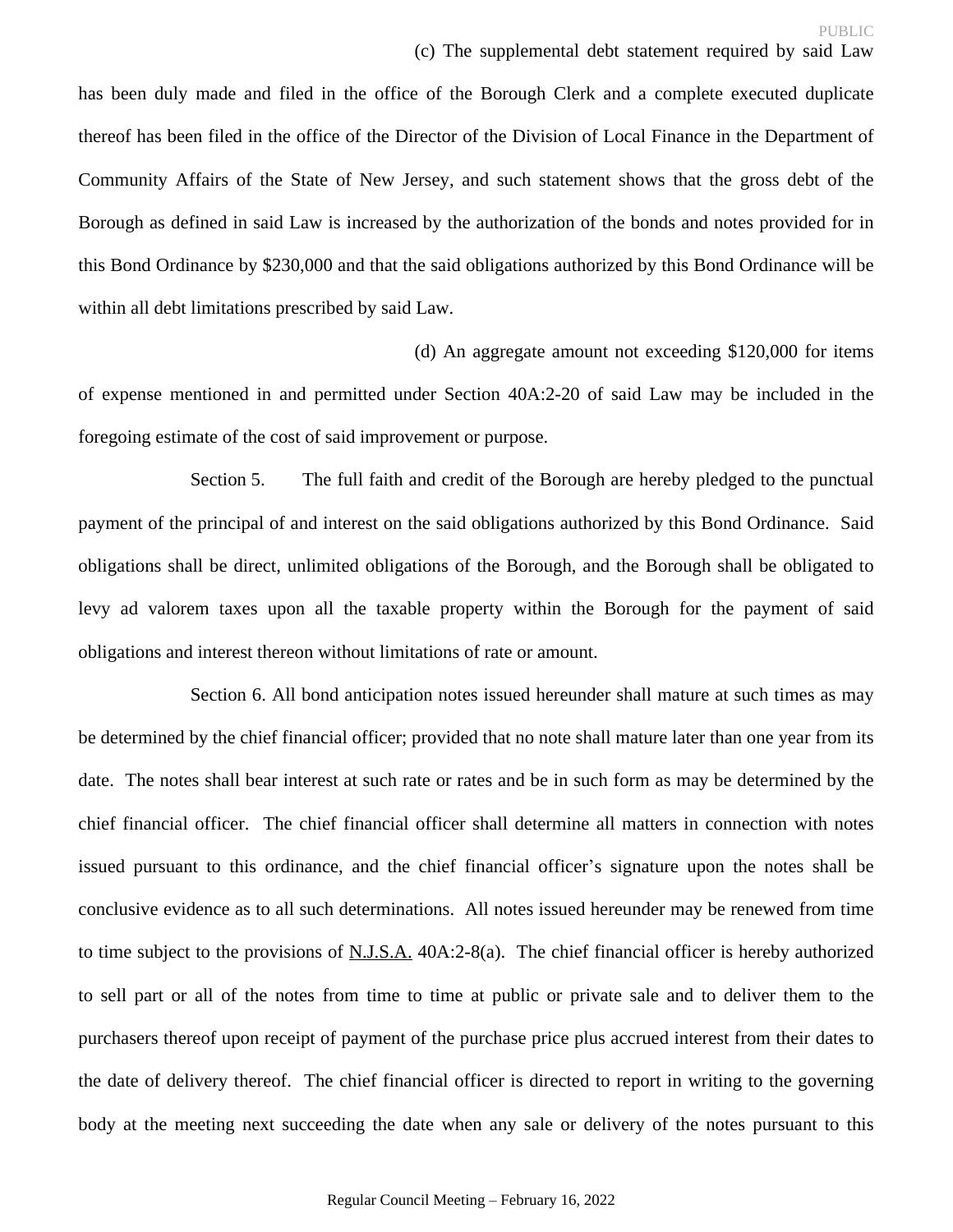(c) The supplemental debt statement required by said Law has been duly made and filed in the office of the Borough Clerk and a complete executed duplicate thereof has been filed in the office of the Director of the Division of Local Finance in the Department of Community Affairs of the State of New Jersey, and such statement shows that the gross debt of the Borough as defined in said Law is increased by the authorization of the bonds and notes provided for in this Bond Ordinance by $230,000 and that the said obligations authorized by this Bond Ordinance will be within all debt limitations prescribed by said Law.

(d) An aggregate amount not exceeding $120,000 for items of expense mentioned in and permitted under Section 40A:2-20 of said Law may be included in the foregoing estimate of the cost of said improvement or purpose.

Section 5. The full faith and credit of the Borough are hereby pledged to the punctual payment of the principal of and interest on the said obligations authorized by this Bond Ordinance. Said obligations shall be direct, unlimited obligations of the Borough, and the Borough shall be obligated to levy ad valorem taxes upon all the taxable property within the Borough for the payment of said obligations and interest thereon without limitations of rate or amount.

Section 6. All bond anticipation notes issued hereunder shall mature at such times as may be determined by the chief financial officer; provided that no note shall mature later than one year from its date. The notes shall bear interest at such rate or rates and be in such form as may be determined by the chief financial officer. The chief financial officer shall determine all matters in connection with notes issued pursuant to this ordinance, and the chief financial officer's signature upon the notes shall be conclusive evidence as to all such determinations. All notes issued hereunder may be renewed from time to time subject to the provisions of N.J.S.A. 40A:2-8(a). The chief financial officer is hereby authorized to sell part or all of the notes from time to time at public or private sale and to deliver them to the purchasers thereof upon receipt of payment of the purchase price plus accrued interest from their dates to the date of delivery thereof. The chief financial officer is directed to report in writing to the governing body at the meeting next succeeding the date when any sale or delivery of the notes pursuant to this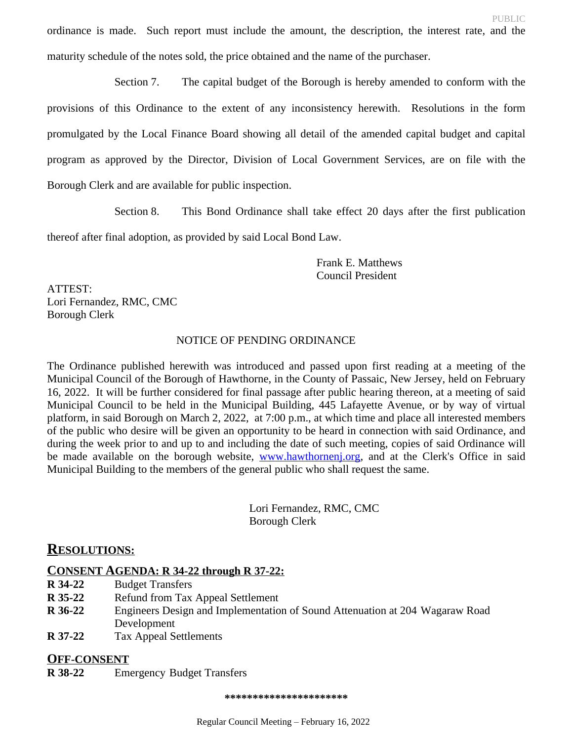ordinance is made. Such report must include the amount, the description, the interest rate, and the maturity schedule of the notes sold, the price obtained and the name of the purchaser.

Section 7. The capital budget of the Borough is hereby amended to conform with the provisions of this Ordinance to the extent of any inconsistency herewith. Resolutions in the form promulgated by the Local Finance Board showing all detail of the amended capital budget and capital program as approved by the Director, Division of Local Government Services, are on file with the Borough Clerk and are available for public inspection.

Section 8. This Bond Ordinance shall take effect 20 days after the first publication thereof after final adoption, as provided by said Local Bond Law.

Frank E. Matthews
Council President

ATTEST:
Lori Fernandez, RMC, CMC
Borough Clerk

NOTICE OF PENDING ORDINANCE

The Ordinance published herewith was introduced and passed upon first reading at a meeting of the Municipal Council of the Borough of Hawthorne, in the County of Passaic, New Jersey, held on February 16, 2022. It will be further considered for final passage after public hearing thereon, at a meeting of said Municipal Council to be held in the Municipal Building, 445 Lafayette Avenue, or by way of virtual platform, in said Borough on March 2, 2022, at 7:00 p.m., at which time and place all interested members of the public who desire will be given an opportunity to be heard in connection with said Ordinance, and during the week prior to and up to and including the date of such meeting, copies of said Ordinance will be made available on the borough website, www.hawthornenj.org, and at the Clerk's Office in said Municipal Building to the members of the general public who shall request the same.

Lori Fernandez, RMC, CMC
Borough Clerk

## RESOLUTIONS:

### CONSENT AGENDA: R 34-22 through R 37-22:

**R 34-22** Budget Transfers
**R 35-22** Refund from Tax Appeal Settlement
**R 36-22** Engineers Design and Implementation of Sound Attenuation at 204 Wagaraw Road Development
**R 37-22** Tax Appeal Settlements

### OFF-CONSENT

**R 38-22** Emergency Budget Transfers

**********************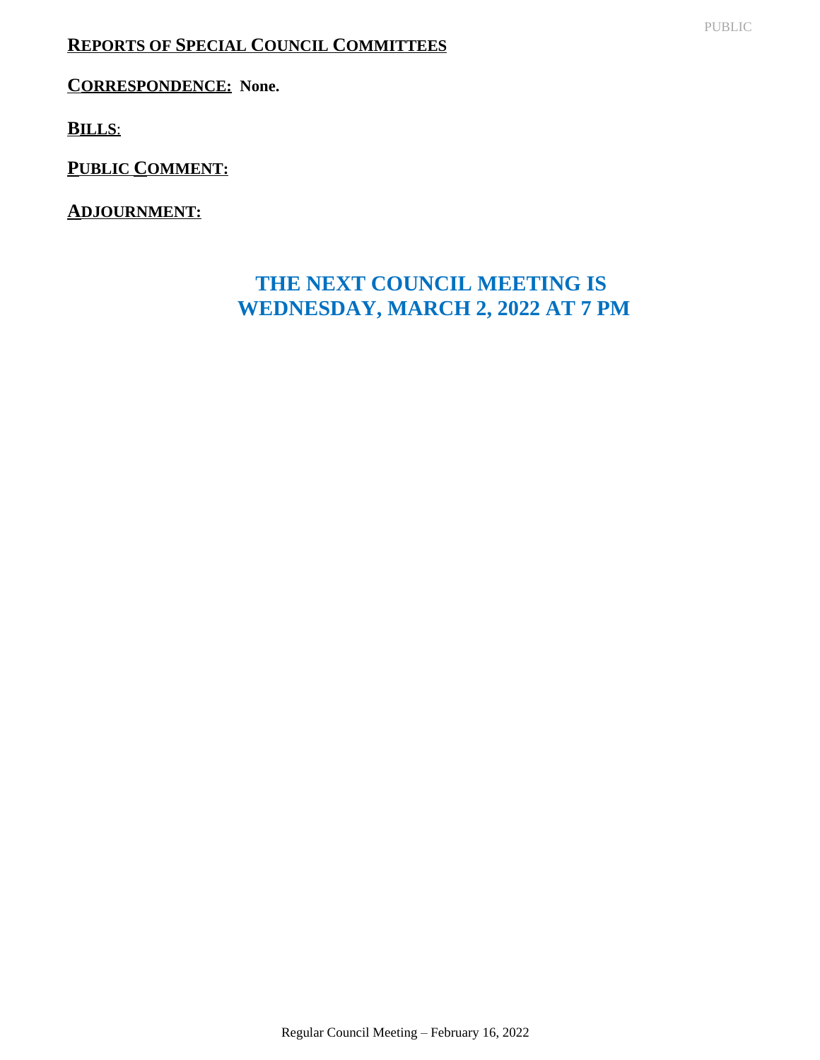**REPORTS OF SPECIAL COUNCIL COMMITTEES**

**CORRESPONDENCE: None.**

**BILLS**:

**PUBLIC COMMENT:**

**ADJOURNMENT:**

## THE NEXT COUNCIL MEETING IS WEDNESDAY, MARCH 2, 2022 AT 7 PM